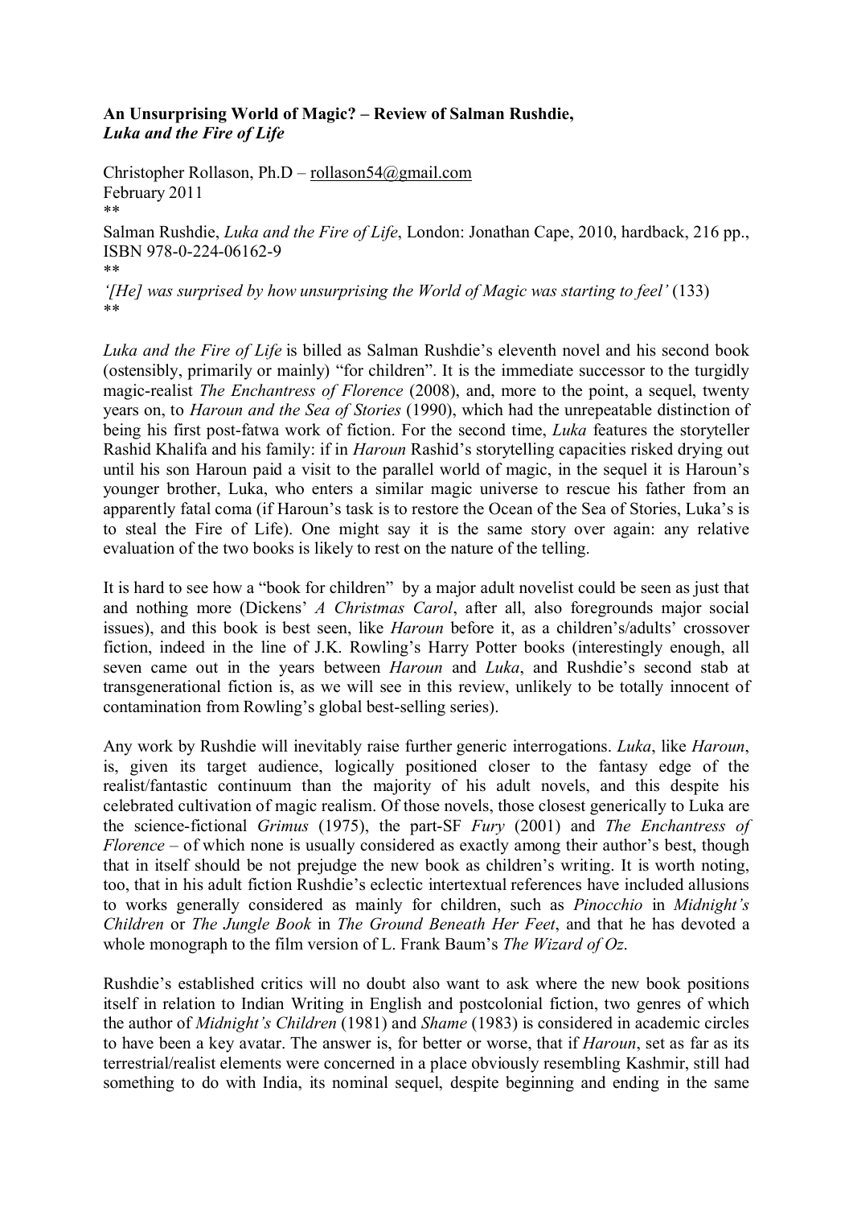**An Unsurprising World of Magic? – Review of Salman Rushdie,**
***Luka and the Fire of Life***

Christopher Rollason, Ph.D – rollason54@gmail.com
February 2011
**

Salman Rushdie, *Luka and the Fire of Life*, London: Jonathan Cape, 2010, hardback, 216 pp., ISBN 978-0-224-06162-9
**

*'[He] was surprised by how unsurprising the World of Magic was starting to feel'* (133)
**

*Luka and the Fire of Life* is billed as Salman Rushdie's eleventh novel and his second book (ostensibly, primarily or mainly) "for children". It is the immediate successor to the turgidly magic-realist *The Enchantress of Florence* (2008), and, more to the point, a sequel, twenty years on, to *Haroun and the Sea of Stories* (1990), which had the unrepeatable distinction of being his first post-fatwa work of fiction. For the second time, *Luka* features the storyteller Rashid Khalifa and his family: if in *Haroun* Rashid's storytelling capacities risked drying out until his son Haroun paid a visit to the parallel world of magic, in the sequel it is Haroun's younger brother, Luka, who enters a similar magic universe to rescue his father from an apparently fatal coma (if Haroun's task is to restore the Ocean of the Sea of Stories, Luka's is to steal the Fire of Life). One might say it is the same story over again: any relative evaluation of the two books is likely to rest on the nature of the telling.

It is hard to see how a "book for children" by a major adult novelist could be seen as just that and nothing more (Dickens' *A Christmas Carol*, after all, also foregrounds major social issues), and this book is best seen, like *Haroun* before it, as a children's/adults' crossover fiction, indeed in the line of J.K. Rowling's Harry Potter books (interestingly enough, all seven came out in the years between *Haroun* and *Luka*, and Rushdie's second stab at transgenerational fiction is, as we will see in this review, unlikely to be totally innocent of contamination from Rowling's global best-selling series).

Any work by Rushdie will inevitably raise further generic interrogations. *Luka*, like *Haroun*, is, given its target audience, logically positioned closer to the fantasy edge of the realist/fantastic continuum than the majority of his adult novels, and this despite his celebrated cultivation of magic realism. Of those novels, those closest generically to Luka are the science-fictional *Grimus* (1975), the part-SF *Fury* (2001) and *The Enchantress of Florence* – of which none is usually considered as exactly among their author's best, though that in itself should be not prejudge the new book as children's writing. It is worth noting, too, that in his adult fiction Rushdie's eclectic intertextual references have included allusions to works generally considered as mainly for children, such as *Pinocchio* in *Midnight's Children* or *The Jungle Book* in *The Ground Beneath Her Feet*, and that he has devoted a whole monograph to the film version of L. Frank Baum's *The Wizard of Oz*.

Rushdie's established critics will no doubt also want to ask where the new book positions itself in relation to Indian Writing in English and postcolonial fiction, two genres of which the author of *Midnight's Children* (1981) and *Shame* (1983) is considered in academic circles to have been a key avatar. The answer is, for better or worse, that if *Haroun*, set as far as its terrestrial/realist elements were concerned in a place obviously resembling Kashmir, still had something to do with India, its nominal sequel, despite beginning and ending in the same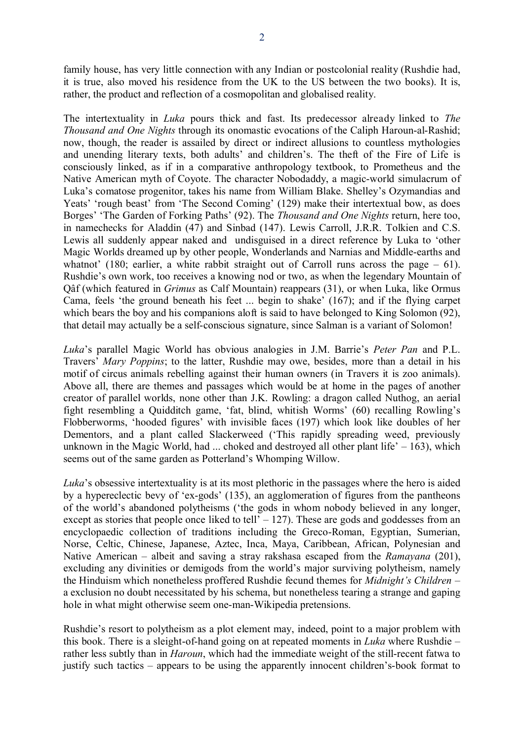family house, has very little connection with any Indian or postcolonial reality (Rushdie had, it is true, also moved his residence from the UK to the US between the two books). It is, rather, the product and reflection of a cosmopolitan and globalised reality.

The intertextuality in *Luka* pours thick and fast. Its predecessor already linked to *The Thousand and One Nights* through its onomastic evocations of the Caliph Haroun-al-Rashid; now, though, the reader is assailed by direct or indirect allusions to countless mythologies and unending literary texts, both adults' and children's. The theft of the Fire of Life is consciously linked, as if in a comparative anthropology textbook, to Prometheus and the Native American myth of Coyote. The character Nobodaddy, a magic-world simulacrum of Luka's comatose progenitor, takes his name from William Blake. Shelley's Ozymandias and Yeats' 'rough beast' from 'The Second Coming' (129) make their intertextual bow, as does Borges' 'The Garden of Forking Paths' (92). The *Thousand and One Nights* return, here too, in namechecks for Aladdin (47) and Sinbad (147). Lewis Carroll, J.R.R. Tolkien and C.S. Lewis all suddenly appear naked and undisguised in a direct reference by Luka to 'other Magic Worlds dreamed up by other people, Wonderlands and Narnias and Middle-earths and whatnot' (180; earlier, a white rabbit straight out of Carroll runs across the page – 61). Rushdie's own work, too receives a knowing nod or two, as when the legendary Mountain of Qâf (which featured in *Grimus* as Calf Mountain) reappears (31), or when Luka, like Ormus Cama, feels 'the ground beneath his feet ... begin to shake' (167); and if the flying carpet which bears the boy and his companions aloft is said to have belonged to King Solomon (92), that detail may actually be a self-conscious signature, since Salman is a variant of Solomon!

*Luka*'s parallel Magic World has obvious analogies in J.M. Barrie's *Peter Pan* and P.L. Travers' *Mary Poppins*; to the latter, Rushdie may owe, besides, more than a detail in his motif of circus animals rebelling against their human owners (in Travers it is zoo animals). Above all, there are themes and passages which would be at home in the pages of another creator of parallel worlds, none other than J.K. Rowling: a dragon called Nuthog, an aerial fight resembling a Quidditch game, 'fat, blind, whitish Worms' (60) recalling Rowling's Flobberworms, 'hooded figures' with invisible faces (197) which look like doubles of her Dementors, and a plant called Slackerweed ('This rapidly spreading weed, previously unknown in the Magic World, had ... choked and destroyed all other plant life' – 163), which seems out of the same garden as Potterland's Whomping Willow.

*Luka*'s obsessive intertextuality is at its most plethoric in the passages where the hero is aided by a hypereclectic bevy of 'ex-gods' (135), an agglomeration of figures from the pantheons of the world's abandoned polytheisms ('the gods in whom nobody believed in any longer, except as stories that people once liked to tell' – 127). These are gods and goddesses from an encyclopaedic collection of traditions including the Greco-Roman, Egyptian, Sumerian, Norse, Celtic, Chinese, Japanese, Aztec, Inca, Maya, Caribbean, African, Polynesian and Native American – albeit and saving a stray rakshasa escaped from the *Ramayana* (201), excluding any divinities or demigods from the world's major surviving polytheism, namely the Hinduism which nonetheless proffered Rushdie fecund themes for *Midnight's Children* – a exclusion no doubt necessitated by his schema, but nonetheless tearing a strange and gaping hole in what might otherwise seem one-man-Wikipedia pretensions.

Rushdie's resort to polytheism as a plot element may, indeed, point to a major problem with this book. There is a sleight-of-hand going on at repeated moments in *Luka* where Rushdie – rather less subtly than in *Haroun*, which had the immediate weight of the still-recent fatwa to justify such tactics – appears to be using the apparently innocent children's-book format to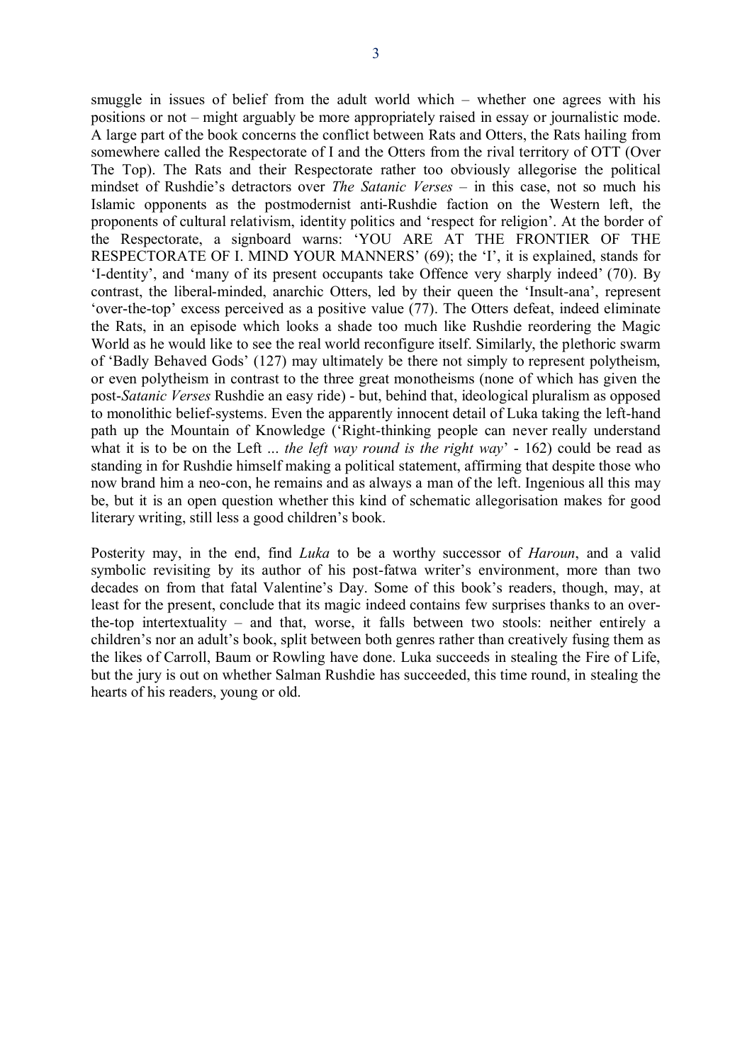smuggle in issues of belief from the adult world which – whether one agrees with his positions or not – might arguably be more appropriately raised in essay or journalistic mode. A large part of the book concerns the conflict between Rats and Otters, the Rats hailing from somewhere called the Respectorate of I and the Otters from the rival territory of OTT (Over The Top). The Rats and their Respectorate rather too obviously allegorise the political mindset of Rushdie's detractors over *The Satanic Verses* – in this case, not so much his Islamic opponents as the postmodernist anti-Rushdie faction on the Western left, the proponents of cultural relativism, identity politics and 'respect for religion'. At the border of the Respectorate, a signboard warns: 'YOU ARE AT THE FRONTIER OF THE RESPECTORATE OF I. MIND YOUR MANNERS' (69); the 'I', it is explained, stands for 'I-dentity', and 'many of its present occupants take Offence very sharply indeed' (70). By contrast, the liberal-minded, anarchic Otters, led by their queen the 'Insult-ana', represent 'over-the-top' excess perceived as a positive value (77). The Otters defeat, indeed eliminate the Rats, in an episode which looks a shade too much like Rushdie reordering the Magic World as he would like to see the real world reconfigure itself. Similarly, the plethoric swarm of 'Badly Behaved Gods' (127) may ultimately be there not simply to represent polytheism, or even polytheism in contrast to the three great monotheisms (none of which has given the post-*Satanic Verses* Rushdie an easy ride) - but, behind that, ideological pluralism as opposed to monolithic belief-systems. Even the apparently innocent detail of Luka taking the left-hand path up the Mountain of Knowledge ('Right-thinking people can never really understand what it is to be on the Left ... *the left way round is the right way*' - 162) could be read as standing in for Rushdie himself making a political statement, affirming that despite those who now brand him a neo-con, he remains and as always a man of the left. Ingenious all this may be, but it is an open question whether this kind of schematic allegorisation makes for good literary writing, still less a good children's book.

Posterity may, in the end, find *Luka* to be a worthy successor of *Haroun*, and a valid symbolic revisiting by its author of his post-fatwa writer's environment, more than two decades on from that fatal Valentine's Day. Some of this book's readers, though, may, at least for the present, conclude that its magic indeed contains few surprises thanks to an over-the-top intertextuality – and that, worse, it falls between two stools: neither entirely a children's nor an adult's book, split between both genres rather than creatively fusing them as the likes of Carroll, Baum or Rowling have done. Luka succeeds in stealing the Fire of Life, but the jury is out on whether Salman Rushdie has succeeded, this time round, in stealing the hearts of his readers, young or old.